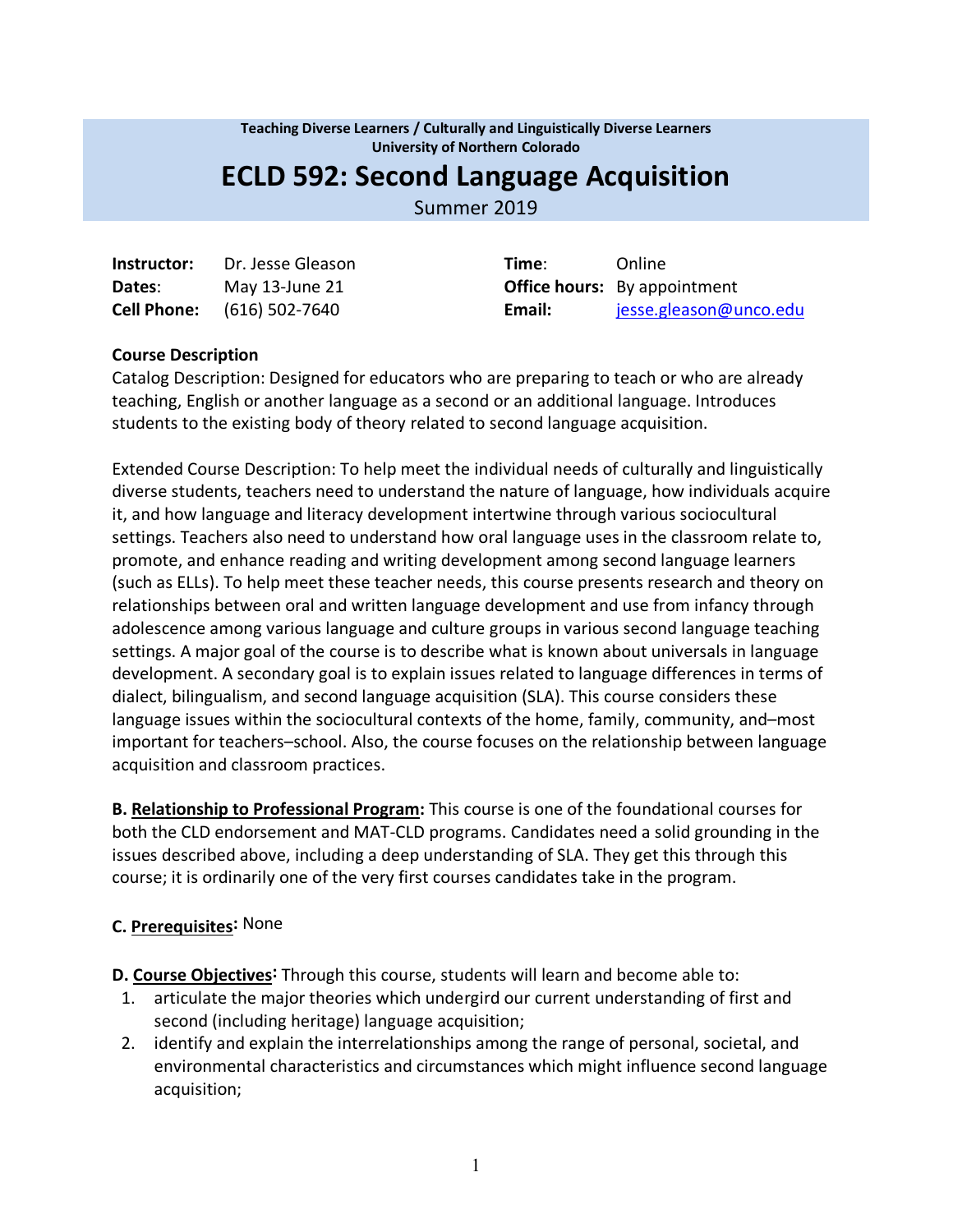**Teaching Diverse Learners / Culturally and Linguistically Diverse Learners**
**University of Northern Colorado**

# ECLD 592: Second Language Acquisition

Summer 2019

| | | | |
|---|---|---|---|
| **Instructor:** | Dr. Jesse Gleason | **Time**: | Online |
| **Dates**: | May 13-June 21 | **Office hours:** | By appointment |
| **Cell Phone:** | (616) 502-7640 | **Email:** | jesse.gleason@unco.edu |

**Course Description**

Catalog Description: Designed for educators who are preparing to teach or who are already teaching, English or another language as a second or an additional language. Introduces students to the existing body of theory related to second language acquisition.

Extended Course Description: To help meet the individual needs of culturally and linguistically diverse students, teachers need to understand the nature of language, how individuals acquire it, and how language and literacy development intertwine through various sociocultural settings. Teachers also need to understand how oral language uses in the classroom relate to, promote, and enhance reading and writing development among second language learners (such as ELLs). To help meet these teacher needs, this course presents research and theory on relationships between oral and written language development and use from infancy through adolescence among various language and culture groups in various second language teaching settings. A major goal of the course is to describe what is known about universals in language development. A secondary goal is to explain issues related to language differences in terms of dialect, bilingualism, and second language acquisition (SLA). This course considers these language issues within the sociocultural contexts of the home, family, community, and–most important for teachers–school. Also, the course focuses on the relationship between language acquisition and classroom practices.

**B. Relationship to Professional Program:** This course is one of the foundational courses for both the CLD endorsement and MAT-CLD programs. Candidates need a solid grounding in the issues described above, including a deep understanding of SLA. They get this through this course; it is ordinarily one of the very first courses candidates take in the program.

**C. Prerequisites:** None

**D. Course Objectives:** Through this course, students will learn and become able to:

1. articulate the major theories which undergird our current understanding of first and second (including heritage) language acquisition;
2. identify and explain the interrelationships among the range of personal, societal, and environmental characteristics and circumstances which might influence second language acquisition;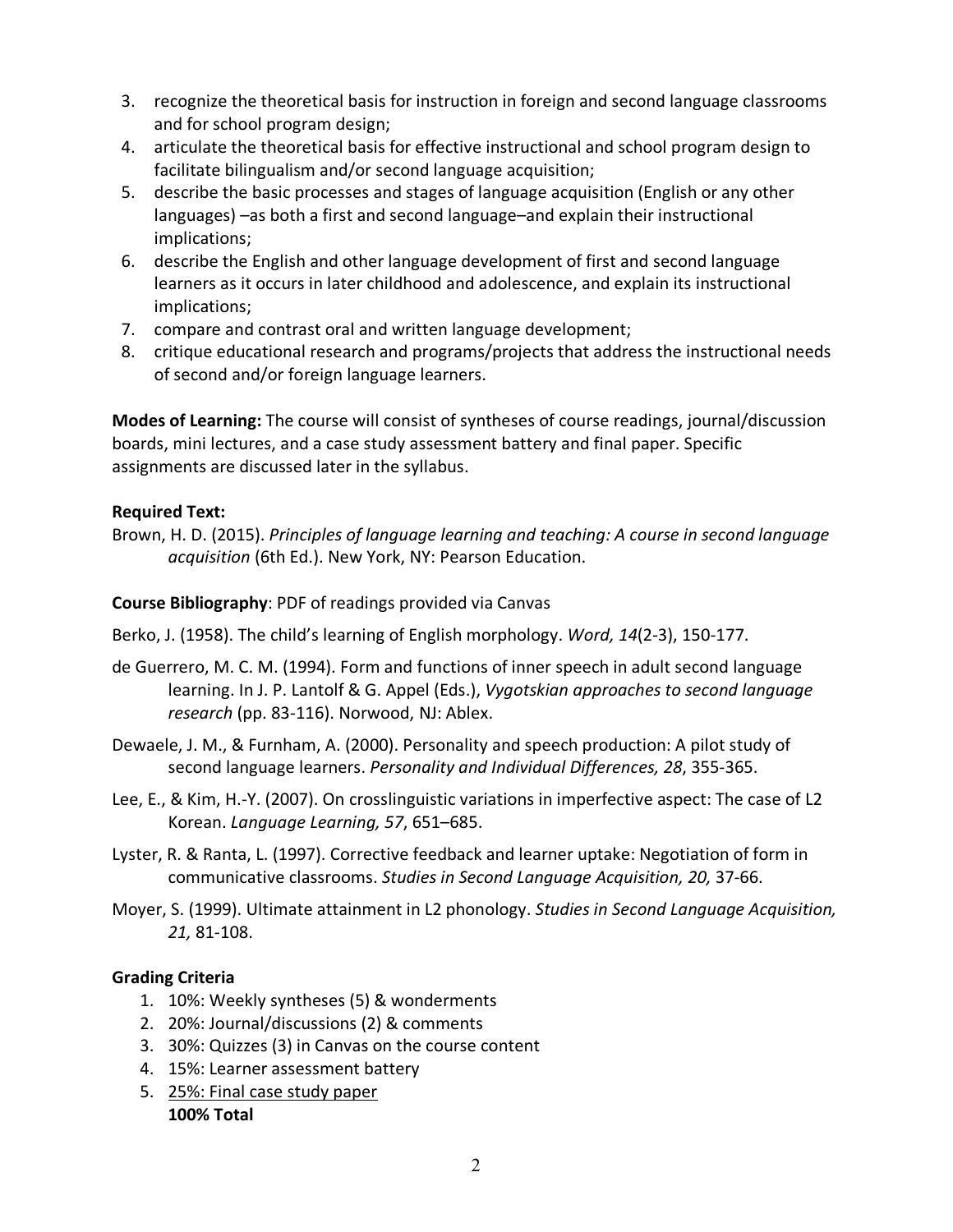3. recognize the theoretical basis for instruction in foreign and second language classrooms and for school program design;
4. articulate the theoretical basis for effective instructional and school program design to facilitate bilingualism and/or second language acquisition;
5. describe the basic processes and stages of language acquisition (English or any other languages) –as both a first and second language–and explain their instructional implications;
6. describe the English and other language development of first and second language learners as it occurs in later childhood and adolescence, and explain its instructional implications;
7. compare and contrast oral and written language development;
8. critique educational research and programs/projects that address the instructional needs of second and/or foreign language learners.

**Modes of Learning:** The course will consist of syntheses of course readings, journal/discussion boards, mini lectures, and a case study assessment battery and final paper. Specific assignments are discussed later in the syllabus.

**Required Text:**

Brown, H. D. (2015). *Principles of language learning and teaching: A course in second language acquisition* (6th Ed.). New York, NY: Pearson Education.

**Course Bibliography**: PDF of readings provided via Canvas

Berko, J. (1958). The child's learning of English morphology. *Word, 14*(2-3), 150-177.

de Guerrero, M. C. M. (1994). Form and functions of inner speech in adult second language learning. In J. P. Lantolf & G. Appel (Eds.), *Vygotskian approaches to second language research* (pp. 83-116). Norwood, NJ: Ablex.

Dewaele, J. M., & Furnham, A. (2000). Personality and speech production: A pilot study of second language learners. *Personality and Individual Differences, 28*, 355-365.

Lee, E., & Kim, H.-Y. (2007). On crosslinguistic variations in imperfective aspect: The case of L2 Korean. *Language Learning, 57*, 651–685.

Lyster, R. & Ranta, L. (1997). Corrective feedback and learner uptake: Negotiation of form in communicative classrooms. *Studies in Second Language Acquisition, 20,* 37-66.

Moyer, S. (1999). Ultimate attainment in L2 phonology. *Studies in Second Language Acquisition, 21,* 81-108.

**Grading Criteria**

1. 10%: Weekly syntheses (5) & wonderments
2. 20%: Journal/discussions (2) & comments
3. 30%: Quizzes (3) in Canvas on the course content
4. 15%: Learner assessment battery
5. 25%: Final case study paper

**100% Total**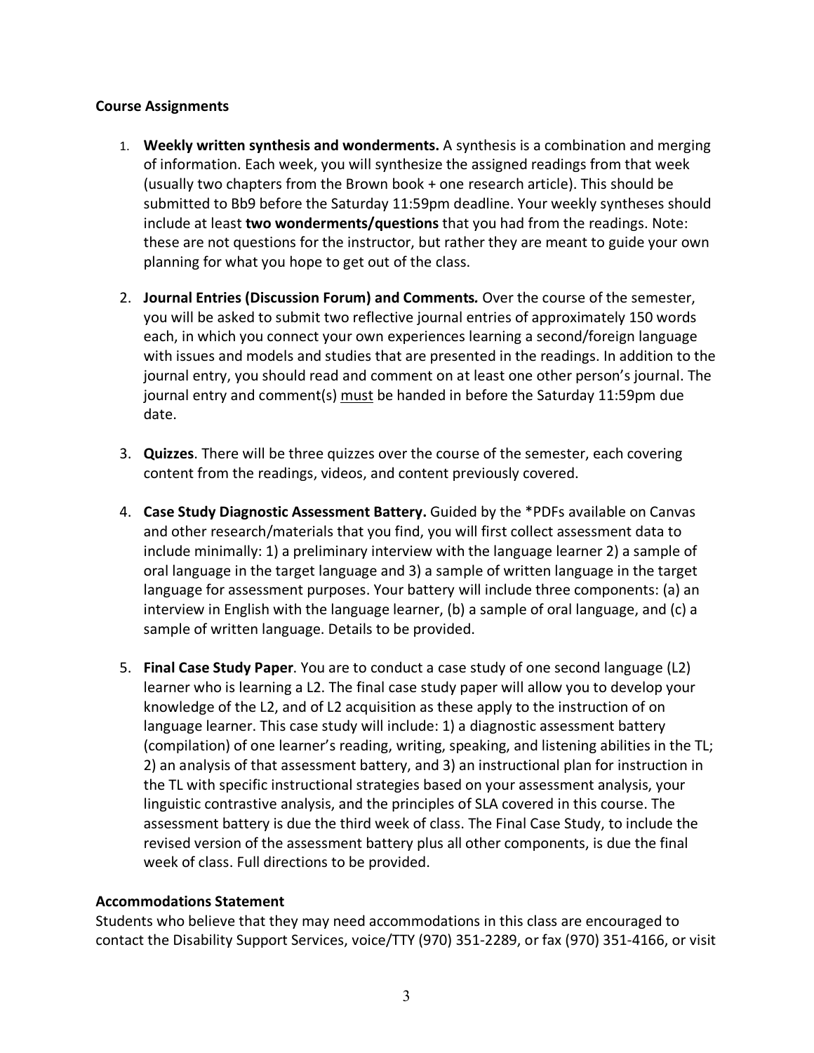**Course Assignments**

1. **Weekly written synthesis and wonderments.** A synthesis is a combination and merging of information. Each week, you will synthesize the assigned readings from that week (usually two chapters from the Brown book + one research article). This should be submitted to Bb9 before the Saturday 11:59pm deadline. Your weekly syntheses should include at least **two wonderments/questions** that you had from the readings. Note: these are not questions for the instructor, but rather they are meant to guide your own planning for what you hope to get out of the class.

2. **Journal Entries (Discussion Forum) and Comments.** Over the course of the semester, you will be asked to submit two reflective journal entries of approximately 150 words each, in which you connect your own experiences learning a second/foreign language with issues and models and studies that are presented in the readings. In addition to the journal entry, you should read and comment on at least one other person's journal. The journal entry and comment(s) <u>must</u> be handed in before the Saturday 11:59pm due date.

3. **Quizzes**. There will be three quizzes over the course of the semester, each covering content from the readings, videos, and content previously covered.

4. **Case Study Diagnostic Assessment Battery.** Guided by the *PDFs available on Canvas and other research/materials that you find, you will first collect assessment data to include minimally: 1) a preliminary interview with the language learner 2) a sample of oral language in the target language and 3) a sample of written language in the target language for assessment purposes. Your battery will include three components: (a) an interview in English with the language learner, (b) a sample of oral language, and (c) a sample of written language. Details to be provided.

5. **Final Case Study Paper**. You are to conduct a case study of one second language (L2) learner who is learning a L2. The final case study paper will allow you to develop your knowledge of the L2, and of L2 acquisition as these apply to the instruction of on language learner. This case study will include: 1) a diagnostic assessment battery (compilation) of one learner's reading, writing, speaking, and listening abilities in the TL; 2) an analysis of that assessment battery, and 3) an instructional plan for instruction in the TL with specific instructional strategies based on your assessment analysis, your linguistic contrastive analysis, and the principles of SLA covered in this course. The assessment battery is due the third week of class. The Final Case Study, to include the revised version of the assessment battery plus all other components, is due the final week of class. Full directions to be provided.

**Accommodations Statement**

Students who believe that they may need accommodations in this class are encouraged to contact the Disability Support Services, voice/TTY (970) 351-2289, or fax (970) 351-4166, or visit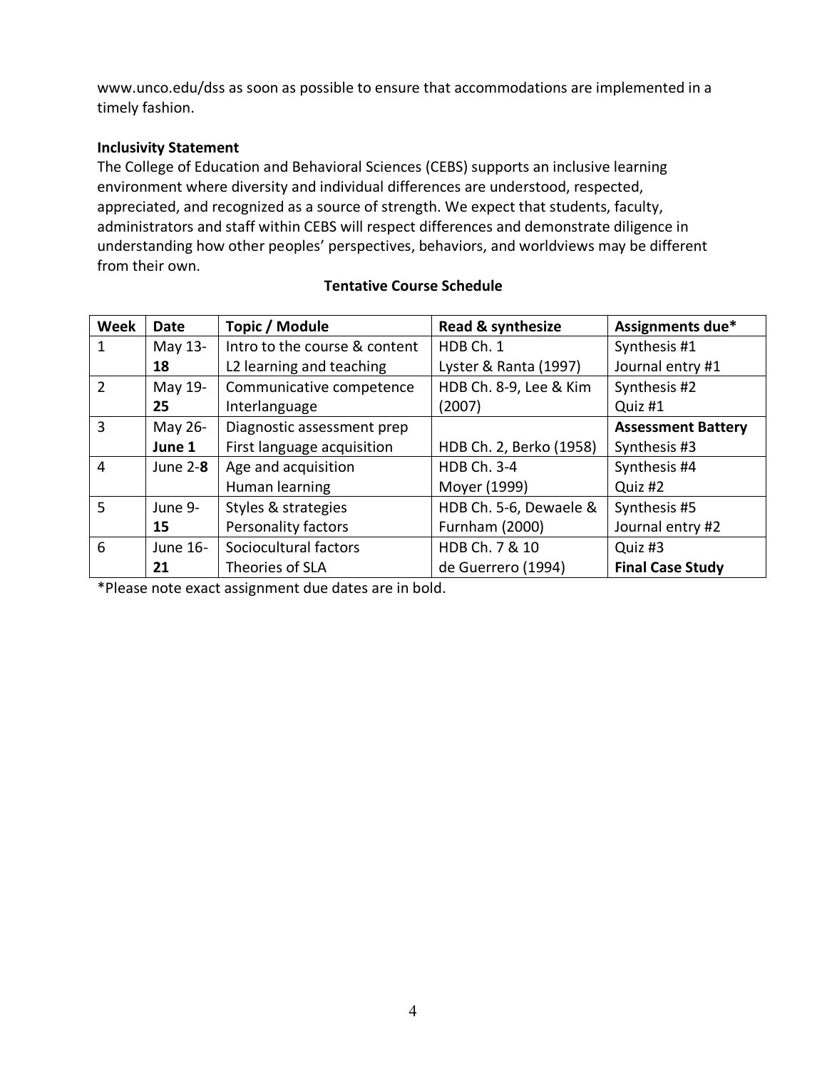www.unco.edu/dss as soon as possible to ensure that accommodations are implemented in a timely fashion.

**Inclusivity Statement**

The College of Education and Behavioral Sciences (CEBS) supports an inclusive learning environment where diversity and individual differences are understood, respected, appreciated, and recognized as a source of strength. We expect that students, faculty, administrators and staff within CEBS will respect differences and demonstrate diligence in understanding how other peoples' perspectives, behaviors, and worldviews may be different from their own.

**Tentative Course Schedule**

| Week | Date | Topic / Module | Read & synthesize | Assignments due* |
|---|---|---|---|---|
| 1 | May 13-**18** | Intro to the course & content<br>L2 learning and teaching | HDB Ch. 1<br>Lyster & Ranta (1997) | Synthesis #1<br>Journal entry #1 |
| 2 | May 19-**25** | Communicative competence<br>Interlanguage | HDB Ch. 8-9, Lee & Kim (2007) | Synthesis #2<br>Quiz #1 |
| 3 | May 26-**June 1** | Diagnostic assessment prep<br>First language acquisition | HDB Ch. 2, Berko (1958) | **Assessment Battery**<br>Synthesis #3 |
| 4 | June 2-**8** | Age and acquisition<br>Human learning | HDB Ch. 3-4<br>Moyer (1999) | Synthesis #4<br>Quiz #2 |
| 5 | June 9-**15** | Styles & strategies<br>Personality factors | HDB Ch. 5-6, Dewaele & Furnham (2000) | Synthesis #5<br>Journal entry #2 |
| 6 | June 16-**21** | Sociocultural factors<br>Theories of SLA | HDB Ch. 7 & 10<br>de Guerrero (1994) | Quiz #3<br>**Final Case Study** |

*Please note exact assignment due dates are in bold.